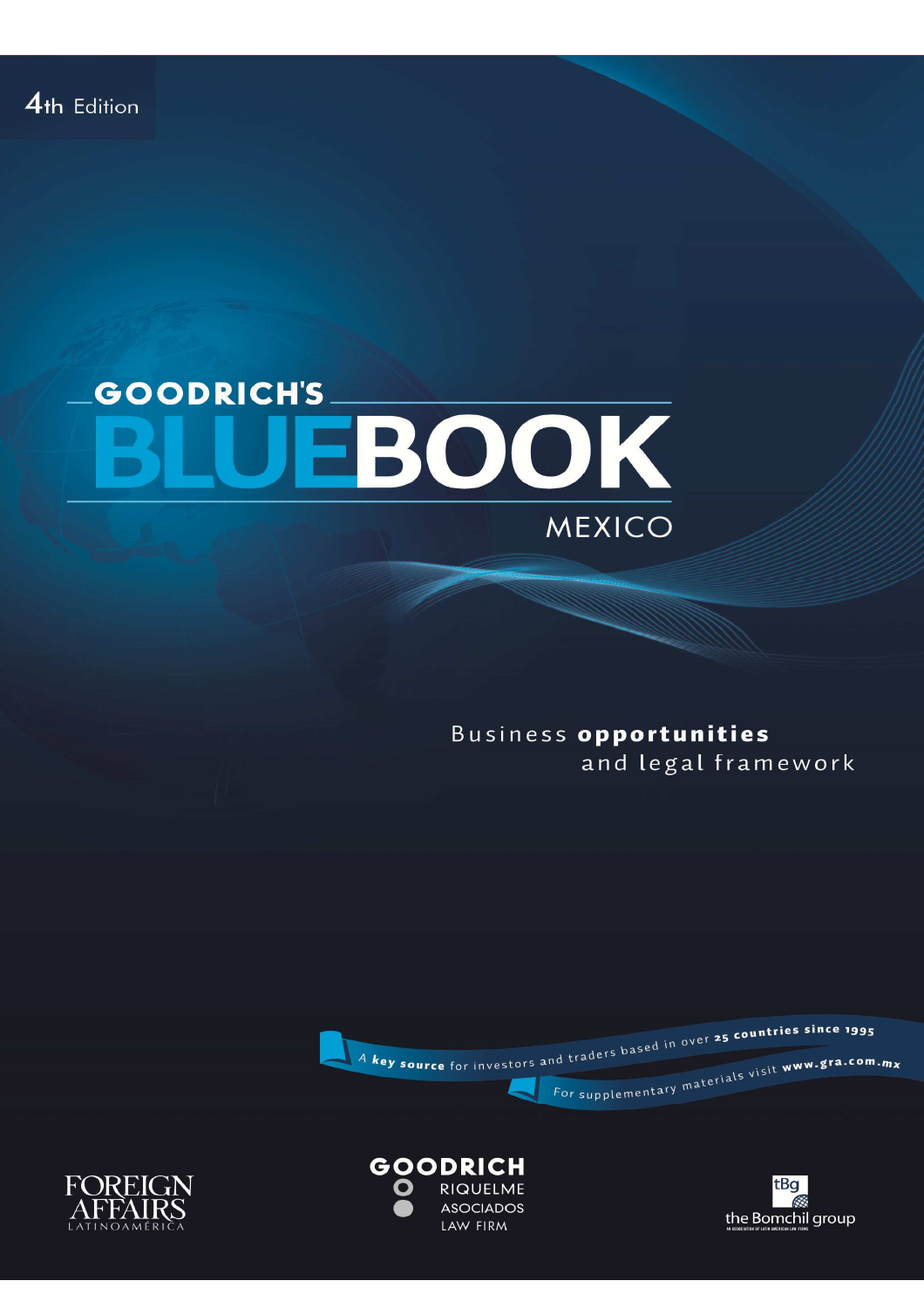4th Edition

# GOODRICH'S BLUEBOOK

## MEXICO

Business **opportunities** and legal framework

A **key source** for investors and traders based in over **25 countries since 1995**

For supplementary materials visit **www.gra.com.mx**

FOREIGN AFFAIRS LATINOAMÉRICA

GOODRICH RIQUELME ASOCIADOS LAW FIRM

tBg the Bomchil group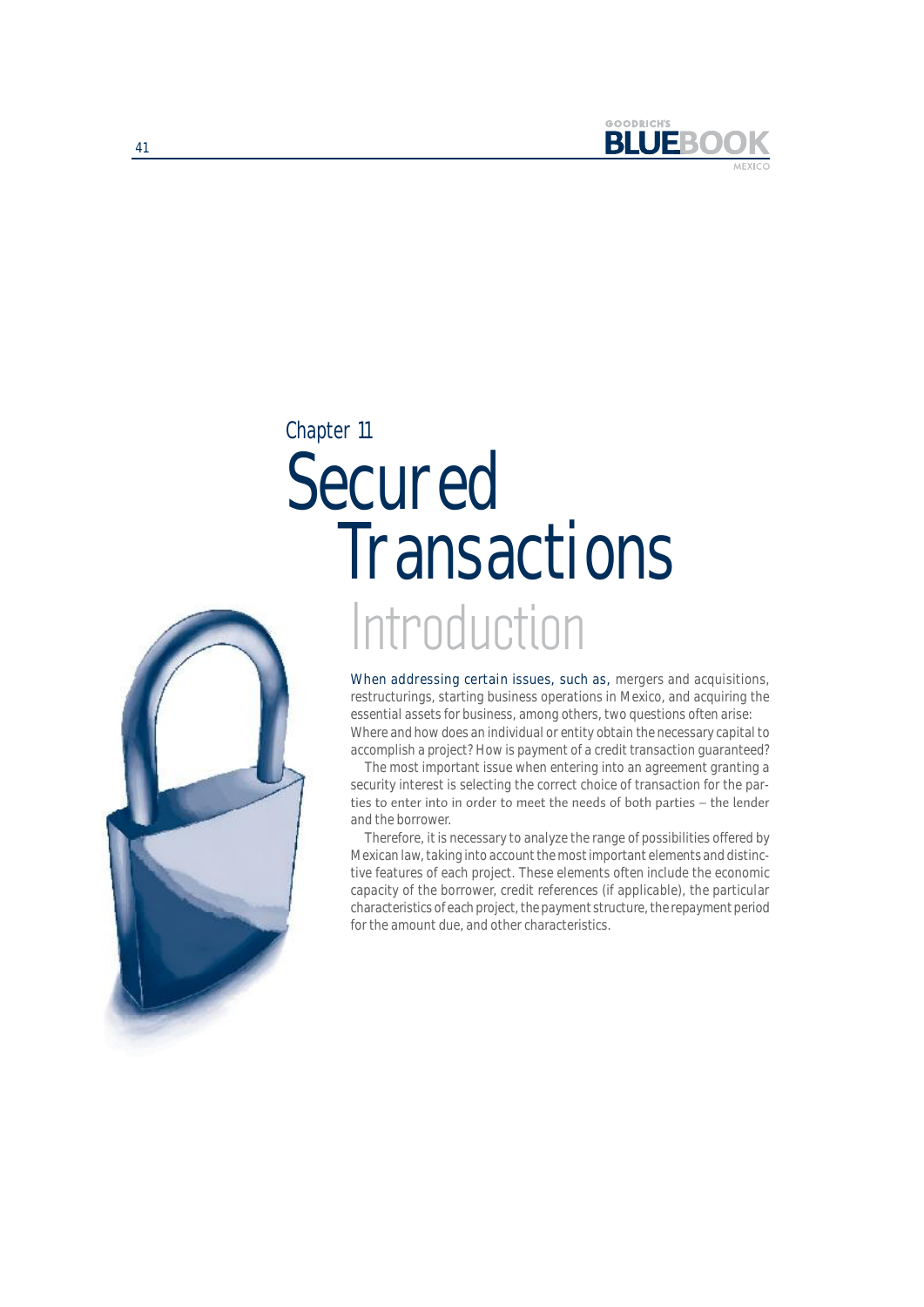Chapter 11

# Secured Transactions

## Introduction

When addressing certain issues, such as, mergers and acquisitions, restructurings, starting business operations in Mexico, and acquiring the essential assets for business, among others, two questions often arise: Where and how does an individual or entity obtain the necessary capital to accomplish a project? How is payment of a credit transaction guaranteed?

The most important issue when entering into an agreement granting a security interest is selecting the correct choice of transaction for the parties to enter into in order to meet the needs of both parties – the lender and the borrower.

Therefore, it is necessary to analyze the range of possibilities offered by Mexican law, taking into account the most important elements and distinctive features of each project. These elements often include the economic capacity of the borrower, credit references (if applicable), the particular characteristics of each project, the payment structure, the repayment period for the amount due, and other characteristics.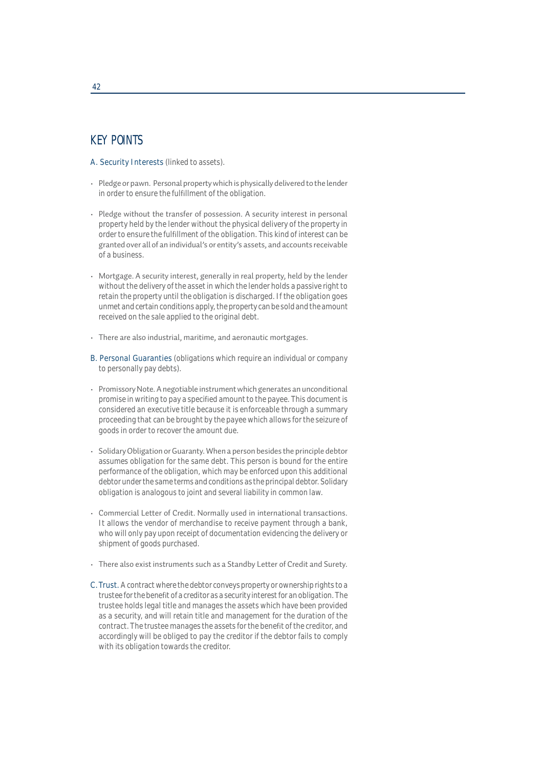## KEY POINTS

A. Security Interests (linked to assets).

- Pledge or pawn. Personal property which is physically delivered to the lender in order to ensure the fulfillment of the obligation.
- Pledge without the transfer of possession. A security interest in personal property held by the lender without the physical delivery of the property in order to ensure the fulfillment of the obligation. This kind of interest can be granted over all of an individual's or entity's assets, and accounts receivable of a business.
- Mortgage. A security interest, generally in real property, held by the lender without the delivery of the asset in which the lender holds a passive right to retain the property until the obligation is discharged. If the obligation goes unmet and certain conditions apply, the property can be sold and the amount received on the sale applied to the original debt.
- There are also industrial, maritime, and aeronautic mortgages.

B. Personal Guaranties (obligations which require an individual or company to personally pay debts).

- Promissory Note. A negotiable instrument which generates an unconditional promise in writing to pay a specified amount to the payee. This document is considered an executive title because it is enforceable through a summary proceeding that can be brought by the payee which allows for the seizure of goods in order to recover the amount due.
- Solidary Obligation or Guaranty. When a person besides the principle debtor assumes obligation for the same debt. This person is bound for the entire performance of the obligation, which may be enforced upon this additional debtor under the same terms and conditions as the principal debtor. Solidary obligation is analogous to joint and several liability in common law.
- Commercial Letter of Credit. Normally used in international transactions. It allows the vendor of merchandise to receive payment through a bank, who will only pay upon receipt of documentation evidencing the delivery or shipment of goods purchased.
- There also exist instruments such as a Standby Letter of Credit and Surety.

C. Trust. A contract where the debtor conveys property or ownership rights to a trustee for the benefit of a creditor as a security interest for an obligation. The trustee holds legal title and manages the assets which have been provided as a security, and will retain title and management for the duration of the contract. The trustee manages the assets for the benefit of the creditor, and accordingly will be obliged to pay the creditor if the debtor fails to comply with its obligation towards the creditor.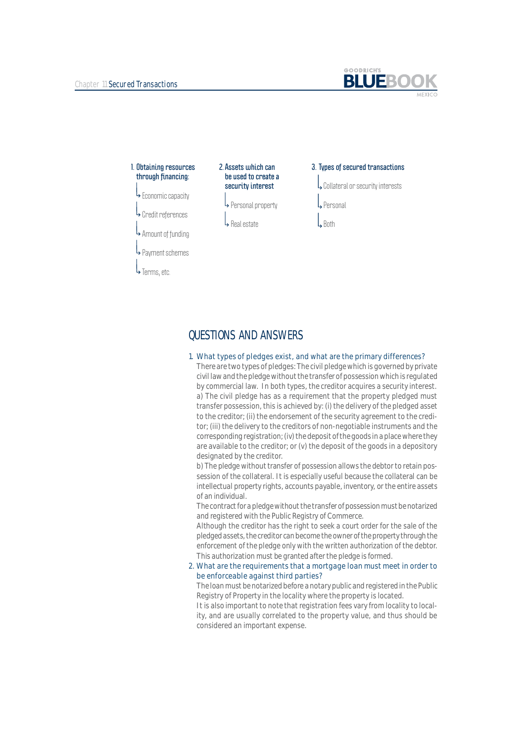1. **Obtaining resources through financing:**
   - Economic capacity
   - Credit references
   - Amount of funding
   - Payment schemes
   - Terms, etc.

2. **Assets which can be used to create a security interest**
   - Personal property
   - Real estate

3. **Types of secured transactions**
   - Collateral or security interests
   - Personal
   - Both

## QUESTIONS AND ANSWERS

1. What types of pledges exist, and what are the primary differences?

   There are two types of pledges: The civil pledge which is governed by private civil law and the pledge without the transfer of possession which is regulated by commercial law. In both types, the creditor acquires a security interest.

   a) The civil pledge has as a requirement that the property pledged must transfer possession, this is achieved by: (i) the delivery of the pledged asset to the creditor; (ii) the endorsement of the security agreement to the creditor; (iii) the delivery to the creditors of non-negotiable instruments and the corresponding registration; (iv) the deposit of the goods in a place where they are available to the creditor; or (v) the deposit of the goods in a depository designated by the creditor.

   b) The pledge without transfer of possession allows the debtor to retain possession of the collateral. It is especially useful because the collateral can be intellectual property rights, accounts payable, inventory, or the entire assets of an individual.

   The contract for a pledge without the transfer of possession must be notarized and registered with the Public Registry of Commerce.

   Although the creditor has the right to seek a court order for the sale of the pledged assets, the creditor can become the owner of the property through the enforcement of the pledge only with the written authorization of the debtor. This authorization must be granted after the pledge is formed.

2. What are the requirements that a mortgage loan must meet in order to be enforceable against third parties?

   The loan must be notarized before a notary public and registered in the Public Registry of Property in the locality where the property is located.

   It is also important to note that registration fees vary from locality to locality, and are usually correlated to the property value, and thus should be considered an important expense.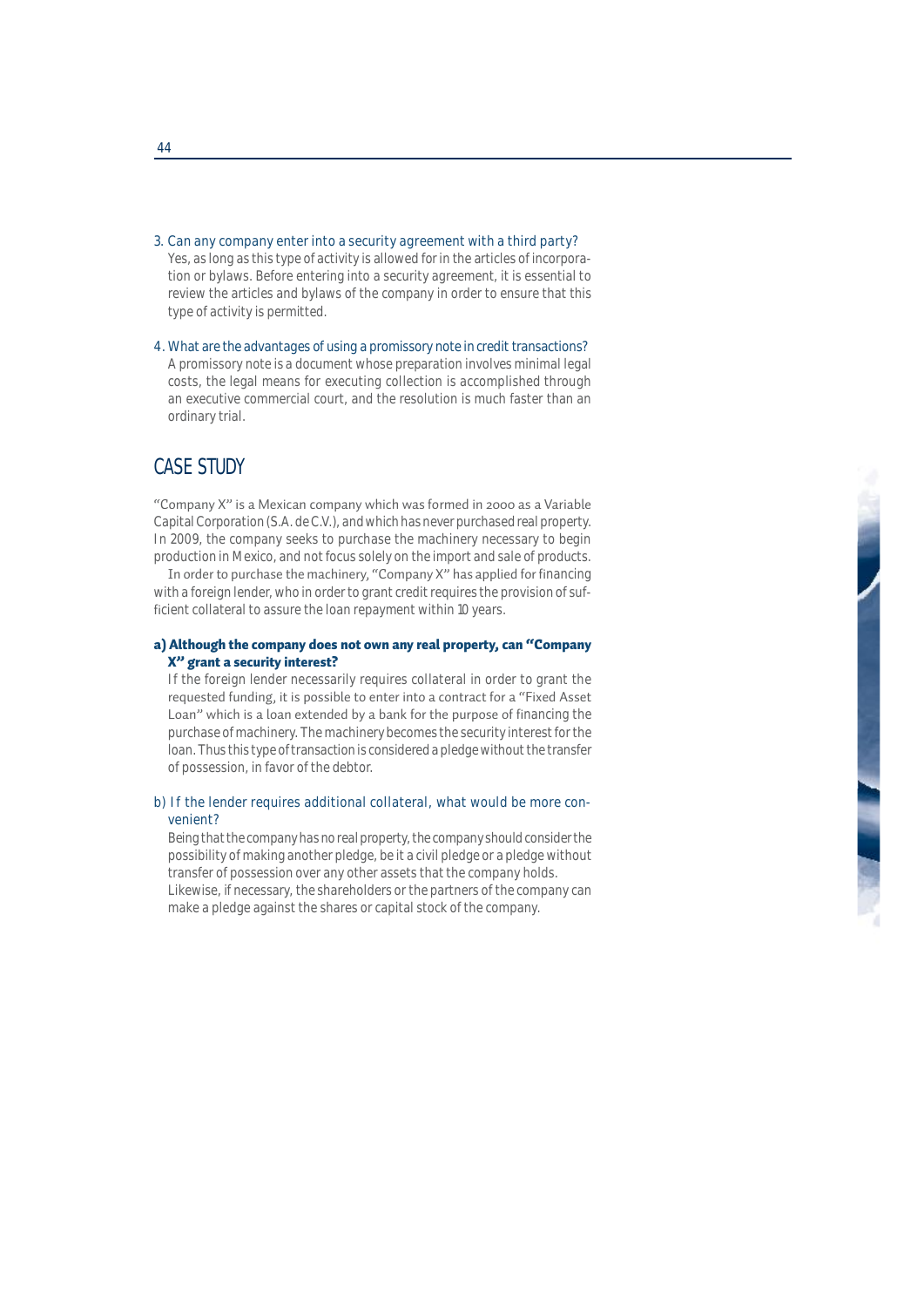3. Can any company enter into a security agreement with a third party?

   Yes, as long as this type of activity is allowed for in the articles of incorporation or bylaws. Before entering into a security agreement, it is essential to review the articles and bylaws of the company in order to ensure that this type of activity is permitted.

4. What are the advantages of using a promissory note in credit transactions?

   A promissory note is a document whose preparation involves minimal legal costs, the legal means for executing collection is accomplished through an executive commercial court, and the resolution is much faster than an ordinary trial.

## CASE STUDY

"Company X" is a Mexican company which was formed in 2000 as a Variable Capital Corporation (S.A. de C.V.), and which has never purchased real property. In 2009, the company seeks to purchase the machinery necessary to begin production in Mexico, and not focus solely on the import and sale of products.

In order to purchase the machinery, "Company X" has applied for financing with a foreign lender, who in order to grant credit requires the provision of sufficient collateral to assure the loan repayment within 10 years.

**a) Although the company does not own any real property, can "Company X" grant a security interest?**

If the foreign lender necessarily requires collateral in order to grant the requested funding, it is possible to enter into a contract for a "Fixed Asset Loan" which is a loan extended by a bank for the purpose of financing the purchase of machinery. The machinery becomes the security interest for the loan. Thus this type of transaction is considered a pledge without the transfer of possession, in favor of the debtor.

b) If the lender requires additional collateral, what would be more convenient?

Being that the company has no real property, the company should consider the possibility of making another pledge, be it a civil pledge or a pledge without transfer of possession over any other assets that the company holds.

Likewise, if necessary, the shareholders or the partners of the company can make a pledge against the shares or capital stock of the company.